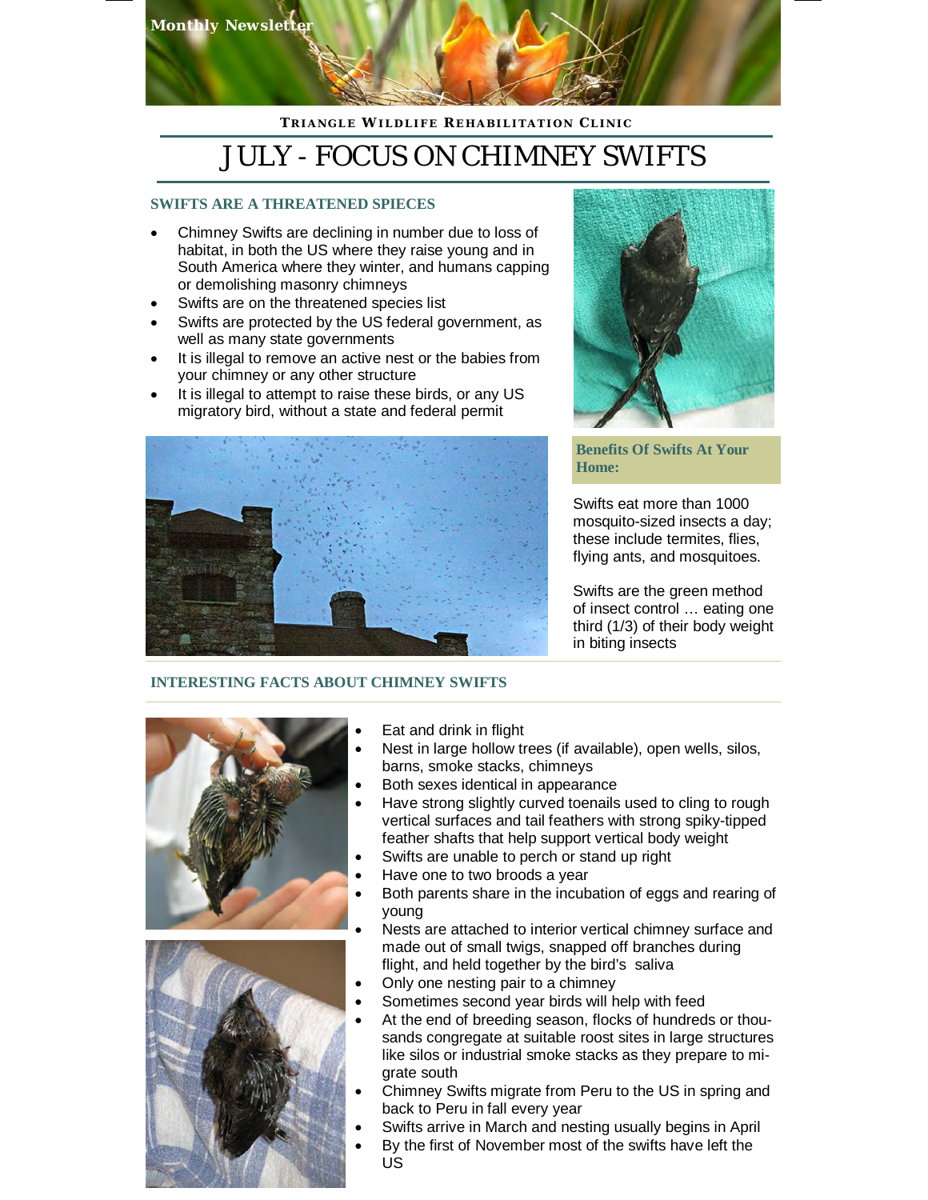Monthly Newsletter

**TRIANGLE WILDLIFE REHABILITATION CLINIC**

# JULY - FOCUS ON CHIMNEY SWIFTS

## SWIFTS ARE A THREATENED SPIECES

- Chimney Swifts are declining in number due to loss of habitat, in both the US where they raise young and in South America where they winter, and humans capping or demolishing masonry chimneys
- Swifts are on the threatened species list
- Swifts are protected by the US federal government, as well as many state governments
- It is illegal to remove an active nest or the babies from your chimney or any other structure
- It is illegal to attempt to raise these birds, or any US migratory bird, without a state and federal permit

### Benefits Of Swifts At Your Home:

Swifts eat more than 1000 mosquito-sized insects a day; these include termites, flies, flying ants, and mosquitoes.

Swifts are the green method of insect control … eating one third (1/3) of their body weight in biting insects

## INTERESTING FACTS ABOUT CHIMNEY SWIFTS

- Eat and drink in flight
- Nest in large hollow trees (if available), open wells, silos, barns, smoke stacks, chimneys
- Both sexes identical in appearance
- Have strong slightly curved toenails used to cling to rough vertical surfaces and tail feathers with strong spiky-tipped feather shafts that help support vertical body weight
- Swifts are unable to perch or stand up right
- Have one to two broods a year
- Both parents share in the incubation of eggs and rearing of young
- Nests are attached to interior vertical chimney surface and made out of small twigs, snapped off branches during flight, and held together by the bird's saliva
- Only one nesting pair to a chimney
- Sometimes second year birds will help with feed
- At the end of breeding season, flocks of hundreds or thousands congregate at suitable roost sites in large structures like silos or industrial smoke stacks as they prepare to migrate south
- Chimney Swifts migrate from Peru to the US in spring and back to Peru in fall every year
- Swifts arrive in March and nesting usually begins in April
- By the first of November most of the swifts have left the US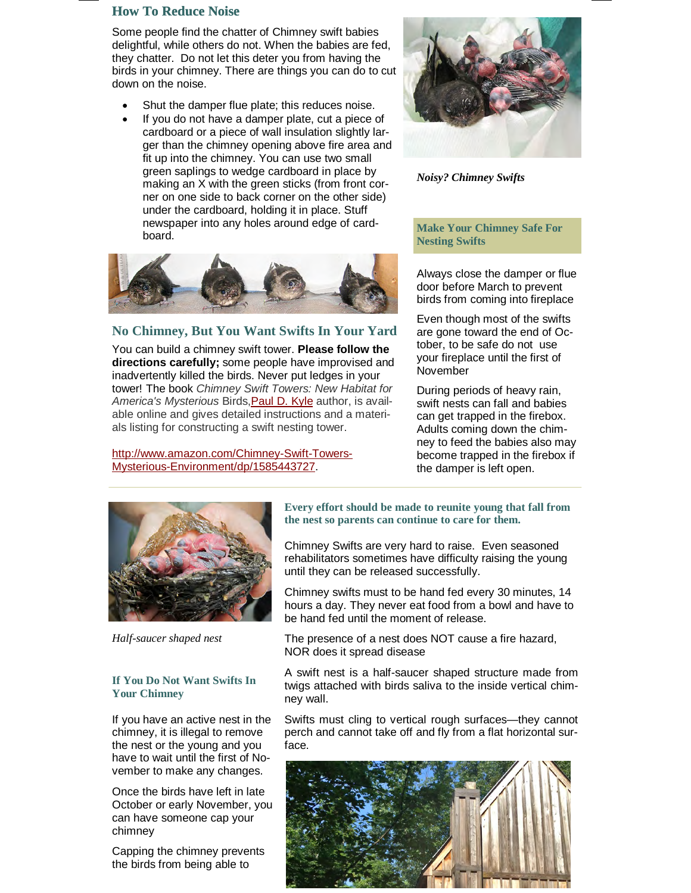## How To Reduce Noise

Some people find the chatter of Chimney swift babies delightful, while others do not. When the babies are fed, they chatter. Do not let this deter you from having the birds in your chimney. There are things you can do to cut down on the noise.

- Shut the damper flue plate; this reduces noise.
- If you do not have a damper plate, cut a piece of cardboard or a piece of wall insulation slightly larger than the chimney opening above fire area and fit up into the chimney. You can use two small green saplings to wedge cardboard in place by making an X with the green sticks (from front corner on one side to back corner on the other side) under the cardboard, holding it in place. Stuff newspaper into any holes around edge of cardboard.

*Noisy? Chimney Swifts*

## No Chimney, But You Want Swifts In Your Yard

You can build a chimney swift tower. **Please follow the directions carefully;** some people have improvised and inadvertently killed the birds. Never put ledges in your tower! The book *Chimney Swift Towers: New Habitat for America's Mysterious* Birds, Paul D. Kyle author, is available online and gives detailed instructions and a materials listing for constructing a swift nesting tower.

http://www.amazon.com/Chimney-Swift-Towers-Mysterious-Environment/dp/1585443727.

## Make Your Chimney Safe For Nesting Swifts

Always close the damper or flue door before March to prevent birds from coming into fireplace

Even though most of the swifts are gone toward the end of October, to be safe do not use your fireplace until the first of November

During periods of heavy rain, swift nests can fall and babies can get trapped in the firebox. Adults coming down the chimney to feed the babies also may become trapped in the firebox if the damper is left open.

*Half-saucer shaped nest*

## If You Do Not Want Swifts In Your Chimney

If you have an active nest in the chimney, it is illegal to remove the nest or the young and you have to wait until the first of November to make any changes.

Once the birds have left in late October or early November, you can have someone cap your chimney

Capping the chimney prevents the birds from being able to

## Every effort should be made to reunite young that fall from the nest so parents can continue to care for them.

Chimney Swifts are very hard to raise. Even seasoned rehabilitators sometimes have difficulty raising the young until they can be released successfully.

Chimney swifts must to be hand fed every 30 minutes, 14 hours a day. They never eat food from a bowl and have to be hand fed until the moment of release.

The presence of a nest does NOT cause a fire hazard, NOR does it spread disease

A swift nest is a half-saucer shaped structure made from twigs attached with birds saliva to the inside vertical chimney wall.

Swifts must cling to vertical rough surfaces—they cannot perch and cannot take off and fly from a flat horizontal surface.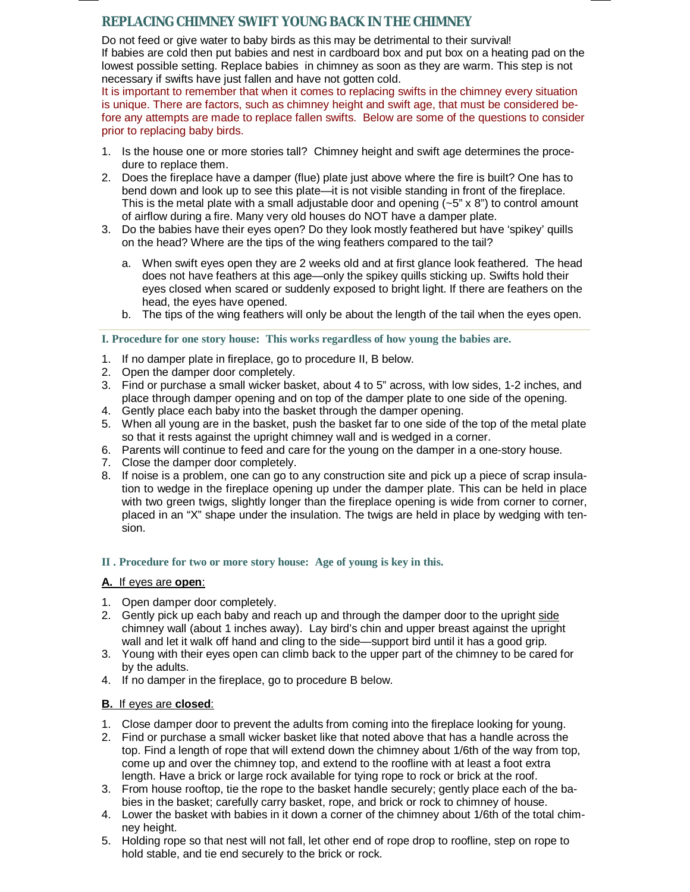# REPLACING CHIMNEY SWIFT YOUNG BACK IN THE CHIMNEY

Do not feed or give water to baby birds as this may be detrimental to their survival!
If babies are cold then put babies and nest in cardboard box and put box on a heating pad on the lowest possible setting. Replace babies in chimney as soon as they are warm. This step is not necessary if swifts have just fallen and have not gotten cold.
It is important to remember that when it comes to replacing swifts in the chimney every situation is unique. There are factors, such as chimney height and swift age, that must be considered before any attempts are made to replace fallen swifts. Below are some of the questions to consider prior to replacing baby birds.

1. Is the house one or more stories tall? Chimney height and swift age determines the procedure to replace them.
2. Does the fireplace have a damper (flue) plate just above where the fire is built? One has to bend down and look up to see this plate—it is not visible standing in front of the fireplace. This is the metal plate with a small adjustable door and opening (~5" x 8") to control amount of airflow during a fire. Many very old houses do NOT have a damper plate.
3. Do the babies have their eyes open? Do they look mostly feathered but have 'spikey' quills on the head? Where are the tips of the wing feathers compared to the tail?
   a. When swift eyes open they are 2 weeks old and at first glance look feathered. The head does not have feathers at this age—only the spikey quills sticking up. Swifts hold their eyes closed when scared or suddenly exposed to bright light. If there are feathers on the head, the eyes have opened.
   b. The tips of the wing feathers will only be about the length of the tail when the eyes open.

## I. Procedure for one story house: This works regardless of how young the babies are.

1. If no damper plate in fireplace, go to procedure II, B below.
2. Open the damper door completely.
3. Find or purchase a small wicker basket, about 4 to 5" across, with low sides, 1-2 inches, and place through damper opening and on top of the damper plate to one side of the opening.
4. Gently place each baby into the basket through the damper opening.
5. When all young are in the basket, push the basket far to one side of the top of the metal plate so that it rests against the upright chimney wall and is wedged in a corner.
6. Parents will continue to feed and care for the young on the damper in a one-story house.
7. Close the damper door completely.
8. If noise is a problem, one can go to any construction site and pick up a piece of scrap insulation to wedge in the fireplace opening up under the damper plate. This can be held in place with two green twigs, slightly longer than the fireplace opening is wide from corner to corner, placed in an "X" shape under the insulation. The twigs are held in place by wedging with tension.

## II . Procedure for two or more story house: Age of young is key in this.

### A. If eyes are **open**:

1. Open damper door completely.
2. Gently pick up each baby and reach up and through the damper door to the upright side chimney wall (about 1 inches away). Lay bird's chin and upper breast against the upright wall and let it walk off hand and cling to the side—support bird until it has a good grip.
3. Young with their eyes open can climb back to the upper part of the chimney to be cared for by the adults.
4. If no damper in the fireplace, go to procedure B below.

### B. If eyes are **closed**:

1. Close damper door to prevent the adults from coming into the fireplace looking for young.
2. Find or purchase a small wicker basket like that noted above that has a handle across the top. Find a length of rope that will extend down the chimney about 1/6th of the way from top, come up and over the chimney top, and extend to the roofline with at least a foot extra length. Have a brick or large rock available for tying rope to rock or brick at the roof.
3. From house rooftop, tie the rope to the basket handle securely; gently place each of the babies in the basket; carefully carry basket, rope, and brick or rock to chimney of house.
4. Lower the basket with babies in it down a corner of the chimney about 1/6th of the total chimney height.
5. Holding rope so that nest will not fall, let other end of rope drop to roofline, step on rope to hold stable, and tie end securely to the brick or rock.